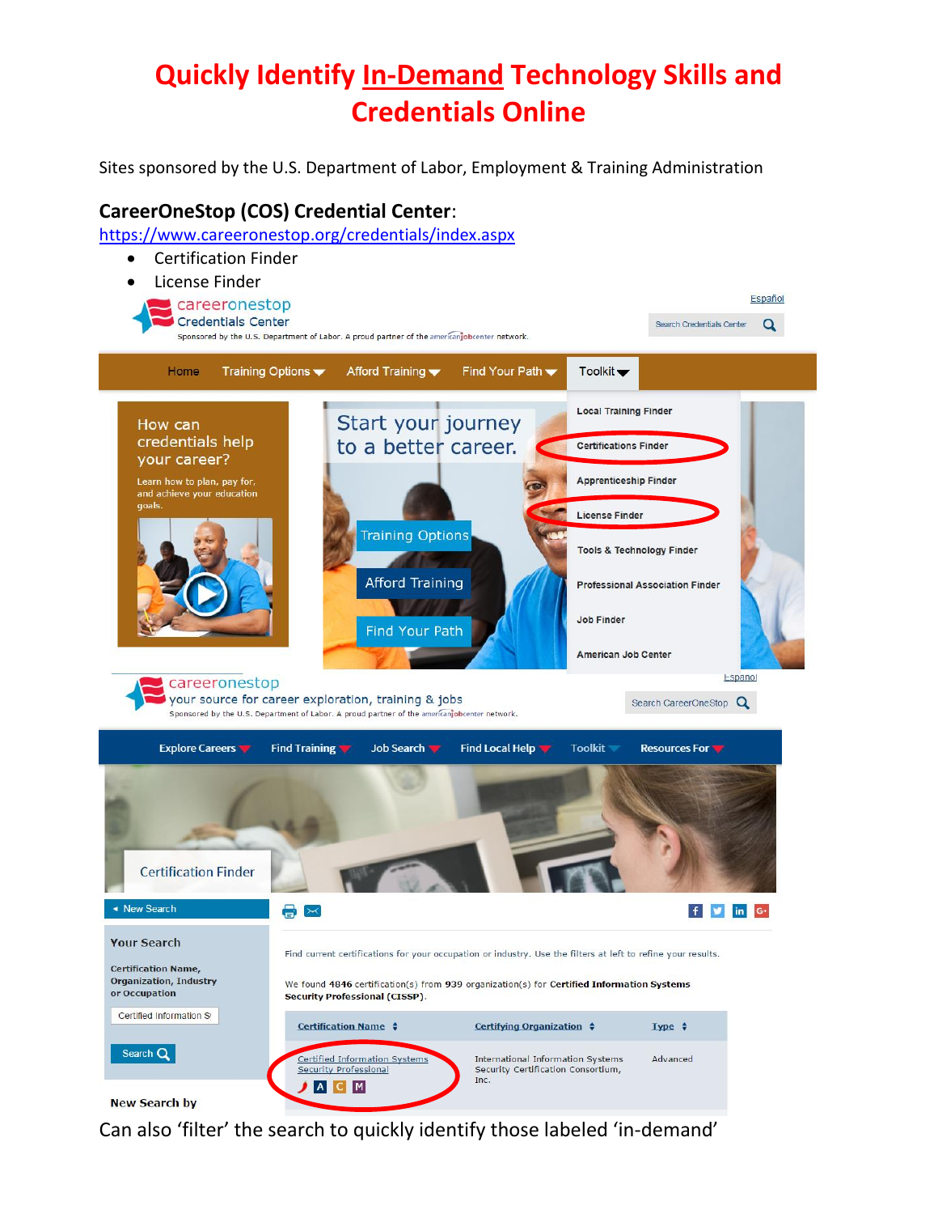# Quickly Identify In-Demand Technology Skills and Credentials Online

Sites sponsored by the U.S. Department of Labor, Employment & Training Administration

**CareerOneStop (COS) Credential Center**:
https://www.careeronestop.org/credentials/index.aspx

- Certification Finder
- License Finder

Can also 'filter' the search to quickly identify those labeled 'in-demand'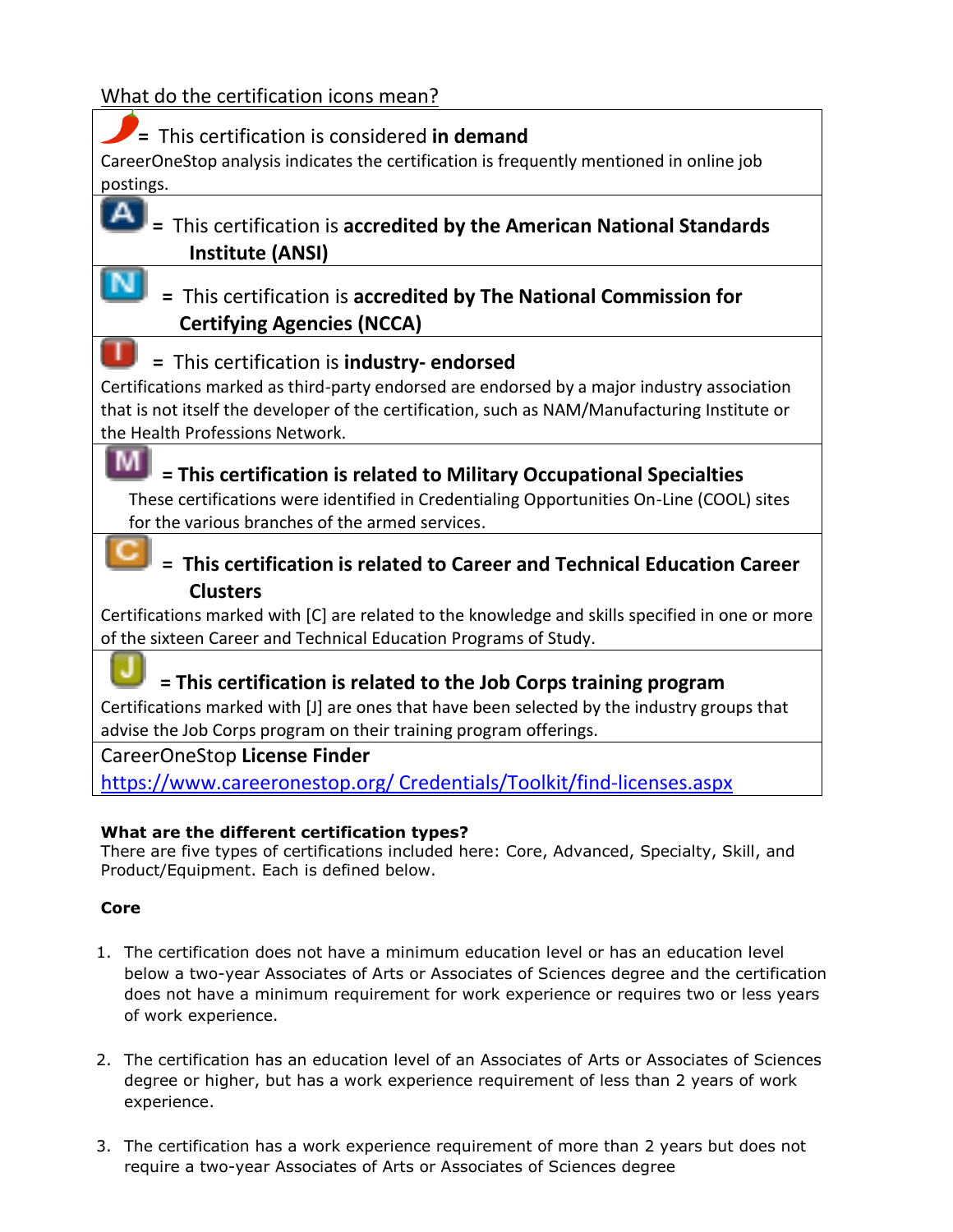What do the certification icons mean?

| Icon | Meaning |
|---|---|
| 🌶 | = This certification is considered **in demand**<br>CareerOneStop analysis indicates the certification is frequently mentioned in online job postings. |
| A | = This certification is **accredited by the American National Standards Institute (ANSI)** |
| N | = This certification is **accredited by The National Commission for Certifying Agencies (NCCA)** |
| I | = This certification is **industry- endorsed**<br>Certifications marked as third-party endorsed are endorsed by a major industry association that is not itself the developer of the certification, such as NAM/Manufacturing Institute or the Health Professions Network. |
| M | **= This certification is related to Military Occupational Specialties**<br>These certifications were identified in Credentialing Opportunities On-Line (COOL) sites for the various branches of the armed services. |
| C | **= This certification is related to Career and Technical Education Career Clusters**<br>Certifications marked with [C] are related to the knowledge and skills specified in one or more of the sixteen Career and Technical Education Programs of Study. |
| J | **= This certification is related to the Job Corps training program**<br>Certifications marked with [J] are ones that have been selected by the industry groups that advise the Job Corps program on their training program offerings. |

CareerOneStop **License Finder**
https://www.careeronestop.org/ Credentials/Toolkit/find-licenses.aspx

**What are the different certification types?**
There are five types of certifications included here: Core, Advanced, Specialty, Skill, and Product/Equipment. Each is defined below.

**Core**

1. The certification does not have a minimum education level or has an education level below a two-year Associates of Arts or Associates of Sciences degree and the certification does not have a minimum requirement for work experience or requires two or less years of work experience.

2. The certification has an education level of an Associates of Arts or Associates of Sciences degree or higher, but has a work experience requirement of less than 2 years of work experience.

3. The certification has a work experience requirement of more than 2 years but does not require a two-year Associates of Arts or Associates of Sciences degree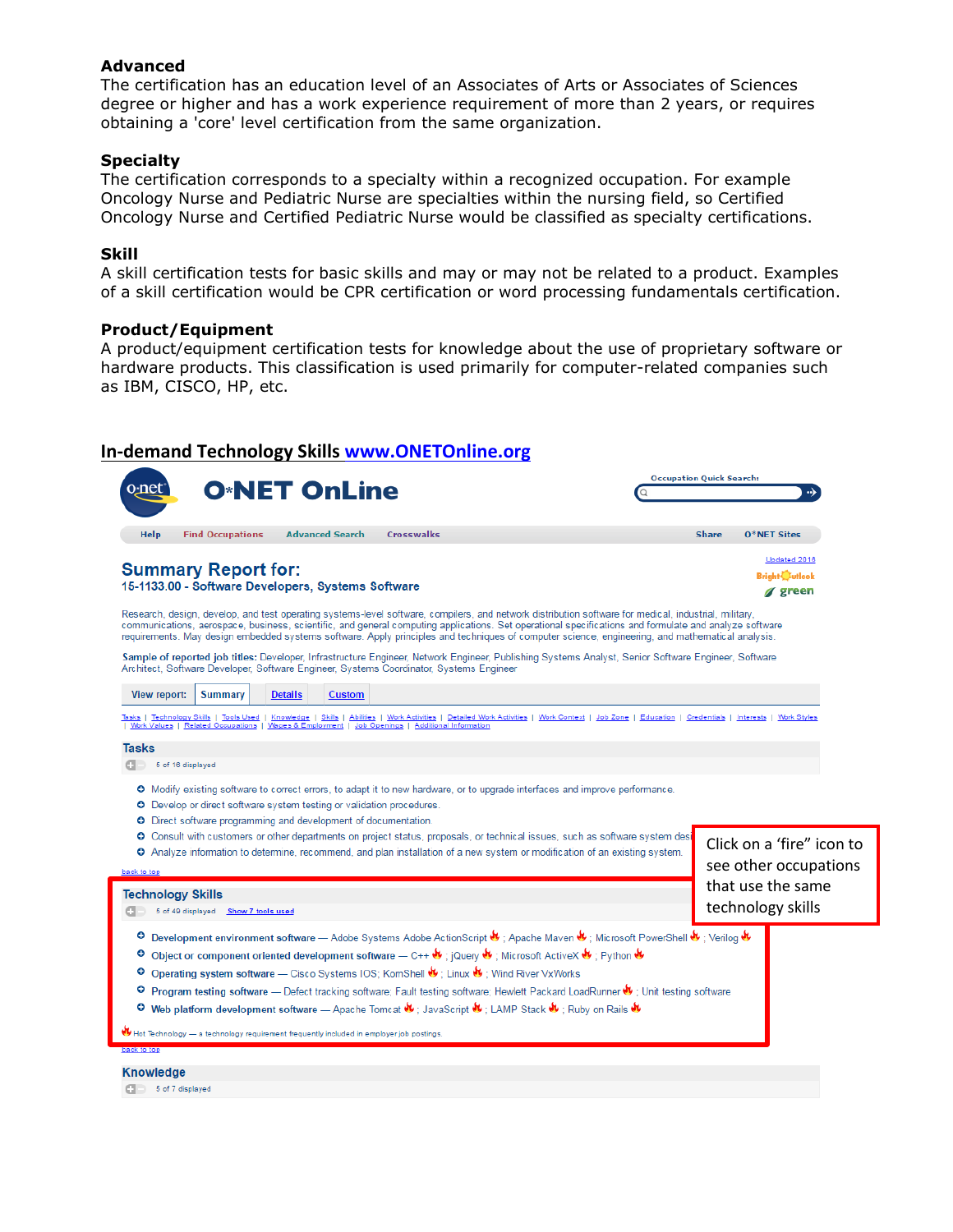**Advanced**
The certification has an education level of an Associates of Arts or Associates of Sciences degree or higher and has a work experience requirement of more than 2 years, or requires obtaining a 'core' level certification from the same organization.

**Specialty**
The certification corresponds to a specialty within a recognized occupation. For example Oncology Nurse and Pediatric Nurse are specialties within the nursing field, so Certified Oncology Nurse and Certified Pediatric Nurse would be classified as specialty certifications.

**Skill**
A skill certification tests for basic skills and may or may not be related to a product. Examples of a skill certification would be CPR certification or word processing fundamentals certification.

**Product/Equipment**
A product/equipment certification tests for knowledge about the use of proprietary software or hardware products. This classification is used primarily for computer-related companies such as IBM, CISCO, HP, etc.

## In-demand Technology Skills www.ONETOnline.org

O*NET OnLine

Occupation Quick Search:

Help | Find Occupations | Advanced Search | Crosswalks | Share | O*NET Sites

Updated 2016

Bright Outlook | green

### Summary Report for:
**15-1133.00 - Software Developers, Systems Software**

Research, design, develop, and test operating systems-level software, compilers, and network distribution software for medical, industrial, military, communications, aerospace, business, scientific, and general computing applications. Set operational specifications and formulate and analyze software requirements. May design embedded systems software. Apply principles and techniques of computer science, engineering, and mathematical analysis.

**Sample of reported job titles:** Developer, Infrastructure Engineer, Network Engineer, Publishing Systems Analyst, Senior Software Engineer, Software Architect, Software Developer, Software Engineer, Systems Coordinator, Systems Engineer

View report: Summary | Details | Custom

Tasks | Technology Skills | Tools Used | Knowledge | Skills | Abilities | Work Activities | Detailed Work Activities | Work Context | Job Zone | Education | Credentials | Interests | Work Styles | Work Values | Related Occupations | Wages & Employment | Job Openings | Additional Information

**Tasks**

5 of 16 displayed

- Modify existing software to correct errors, to adapt it to new hardware, or to upgrade interfaces and improve performance.
- Develop or direct software system testing or validation procedures.
- Direct software programming and development of documentation.
- Consult with customers or other departments on project status, proposals, or technical issues, such as software system des...
- Analyze information to determine, recommend, and plan installation of a new system or modification of an existing system.

back to top

**Technology Skills**

5 of 49 displayed Show 7 tools used

- **Development environment software** — Adobe Systems Adobe ActionScript 🔥; Apache Maven 🔥; Microsoft PowerShell 🔥; Verilog 🔥
- **Object or component oriented development software** — C++ 🔥; jQuery 🔥; Microsoft ActiveX 🔥; Python 🔥
- **Operating system software** — Cisco Systems IOS; KornShell 🔥; Linux 🔥; Wind River VxWorks
- **Program testing software** — Defect tracking software; Fault testing software; Hewlett Packard LoadRunner 🔥; Unit testing software
- **Web platform development software** — Apache Tomcat 🔥; JavaScript 🔥; LAMP Stack 🔥; Ruby on Rails 🔥

🔥 Hot Technology — a technology requirement frequently included in employer job postings

Click on a 'fire" icon to see other occupations that use the same technology skills

back to top

**Knowledge**

5 of 7 displayed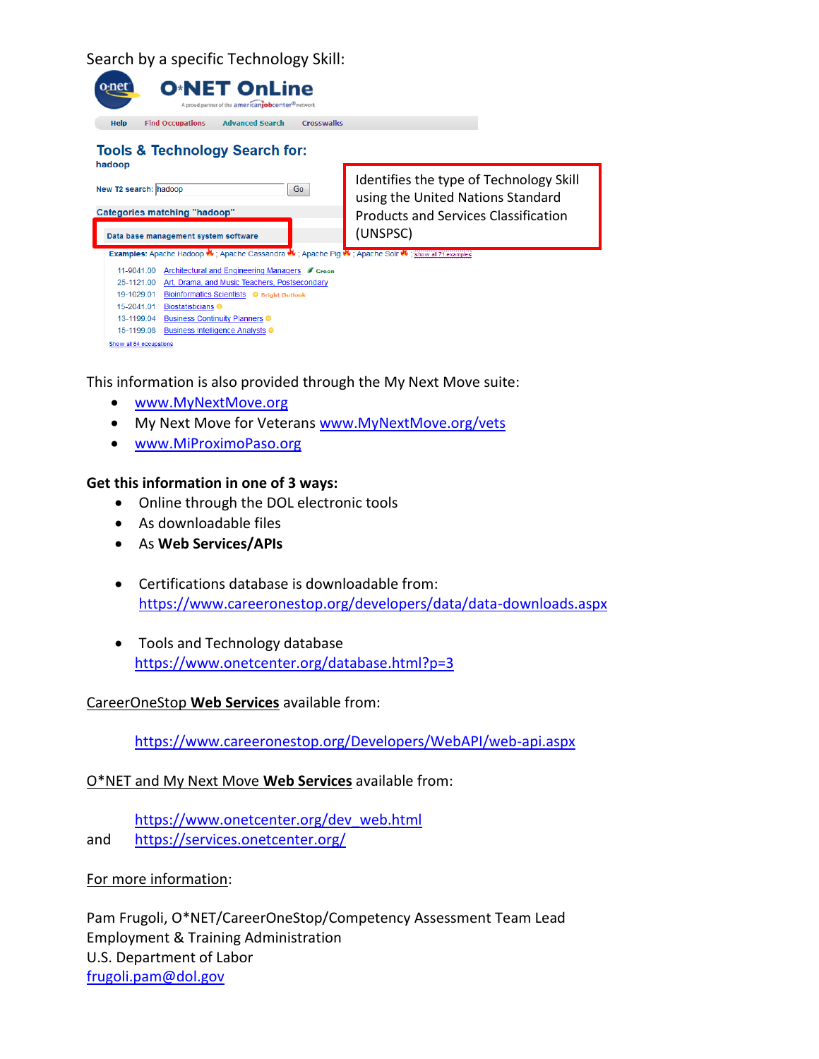Search by a specific Technology Skill:

O*NET OnLine

A proud partner of the americanjobcenter network

Help | Find Occupations | Advanced Search | Crosswalks

**Tools & Technology Search for:**
**hadoop**

New T2 search: hadoop Go

**Categories matching "hadoop"**

**Data base management system software**

Identifies the type of Technology Skill using the United Nations Standard Products and Services Classification (UNSPSC)

**Examples:** Apache Hadoop ; Apache Cassandra ; Apache Pig ; Apache Solr ; show all 71 examples

| | |
|---|---|
| 11-9041.00 | Architectural and Engineering Managers — Green |
| 25-1121.00 | Art, Drama, and Music Teachers, Postsecondary |
| 19-1029.01 | Bioinformatics Scientists — Bright Outlook |
| 15-2041.01 | Biostatisticians |
| 13-1199.04 | Business Continuity Planners |
| 15-1199.08 | Business Intelligence Analysts |

Show all 84 occupations

This information is also provided through the My Next Move suite:

- www.MyNextMove.org
- My Next Move for Veterans www.MyNextMove.org/vets
- www.MiProximoPaso.org

**Get this information in one of 3 ways:**

- Online through the DOL electronic tools
- As downloadable files
- As **Web Services/APIs**

- Certifications database is downloadable from: https://www.careeronestop.org/developers/data/data-downloads.aspx

- Tools and Technology database https://www.onetcenter.org/database.html?p=3

CareerOneStop **Web Services** available from:

https://www.careeronestop.org/Developers/WebAPI/web-api.aspx

O*NET and My Next Move **Web Services** available from:

https://www.onetcenter.org/dev_web.html
and https://services.onetcenter.org/

For more information:

Pam Frugoli, O*NET/CareerOneStop/Competency Assessment Team Lead
Employment & Training Administration
U.S. Department of Labor
frugoli.pam@dol.gov